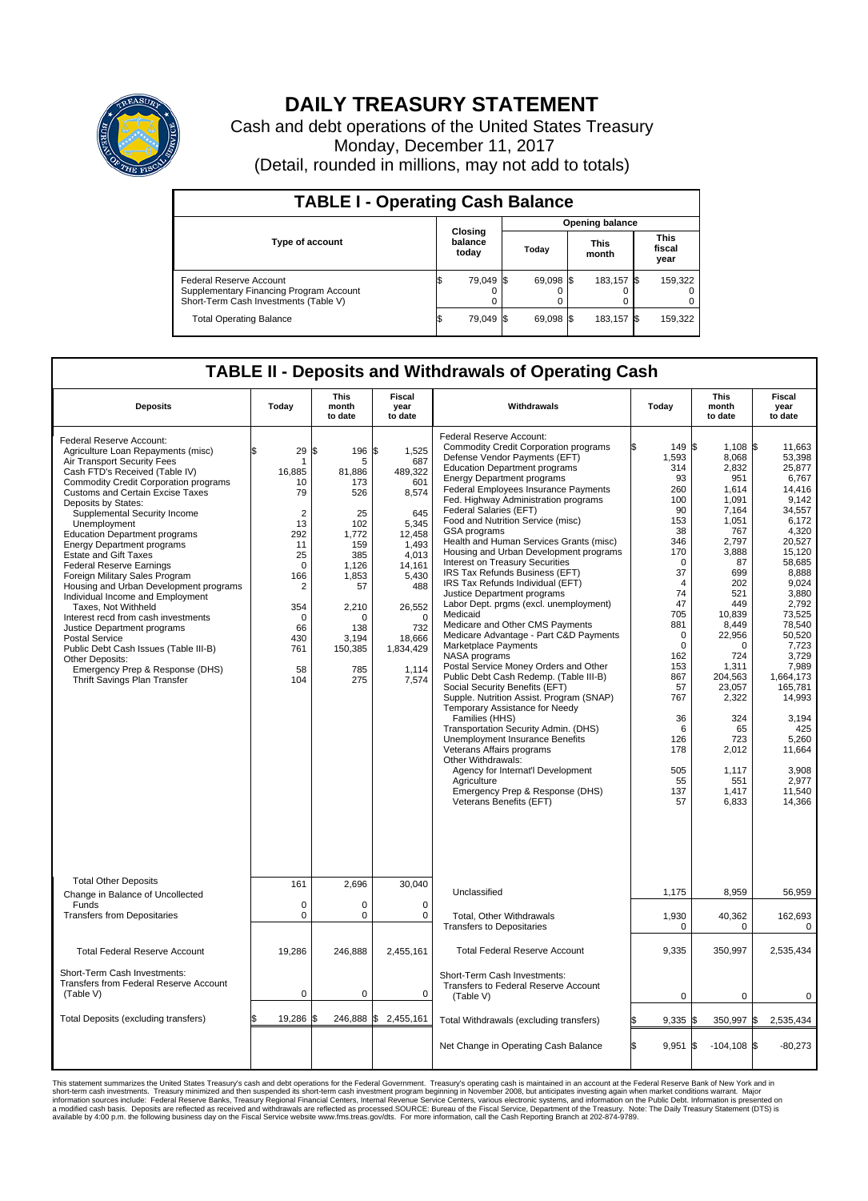# DAILY TREASURY STATEMENT

Cash and debt operations of the United States Treasury
Monday, December 11, 2017
(Detail, rounded in millions, may not add to totals)

## TABLE I - Operating Cash Balance

| Type of account | Closing balance today | Opening balance Today | Opening balance This month | Opening balance This fiscal year |
|---|---|---|---|---|
| Federal Reserve Account | $ 79,049 | $ 69,098 | $ 183,157 | $ 159,322 |
| Supplementary Financing Program Account | 0 | 0 | 0 | 0 |
| Short-Term Cash Investments (Table V) | 0 | 0 | 0 | 0 |
| Total Operating Balance | $ 79,049 | $ 69,098 | $ 183,157 | $ 159,322 |

## TABLE II - Deposits and Withdrawals of Operating Cash

| Deposits | Today | This month to date | Fiscal year to date | Withdrawals | Today | This month to date | Fiscal year to date |
|---|---|---|---|---|---|---|---|
| Federal Reserve Account: | | | | Federal Reserve Account: | | | |
| Agriculture Loan Repayments (misc) | $ 29 | $ 196 | $ 1,525 | Commodity Credit Corporation programs | $ 149 | $ 1,108 | $ 11,663 |
| Air Transport Security Fees | 1 | 5 | 687 | Defense Vendor Payments (EFT) | 1,593 | 8,068 | 53,398 |
| Cash FTD's Received (Table IV) | 16,885 | 81,886 | 489,322 | Education Department programs | 314 | 2,832 | 25,877 |
| Commodity Credit Corporation programs | 10 | 173 | 601 | Energy Department programs | 93 | 951 | 6,767 |
| Customs and Certain Excise Taxes | 79 | 526 | 8,574 | Federal Employees Insurance Payments | 260 | 1,614 | 14,416 |
| Deposits by States: | | | | Fed. Highway Administration programs | 100 | 1,091 | 9,142 |
| Supplemental Security Income | 2 | 25 | 645 | Federal Salaries (EFT) | 90 | 7,164 | 34,557 |
| Unemployment | 13 | 102 | 5,345 | Food and Nutrition Service (misc) | 153 | 1,051 | 6,172 |
| Education Department programs | 292 | 1,772 | 12,458 | GSA programs | 38 | 767 | 4,320 |
| Energy Department programs | 11 | 159 | 1,493 | Health and Human Services Grants (misc) | 346 | 2,797 | 20,527 |
| Estate and Gift Taxes | 25 | 385 | 4,013 | Housing and Urban Development programs | 170 | 3,888 | 15,120 |
| Federal Reserve Earnings | 0 | 1,126 | 14,161 | Interest on Treasury Securities | 0 | 87 | 58,685 |
| Foreign Military Sales Program | 166 | 1,853 | 5,430 | IRS Tax Refunds Business (EFT) | 37 | 699 | 8,888 |
| Housing and Urban Development programs | 2 | 57 | 488 | IRS Tax Refunds Individual (EFT) | 4 | 202 | 9,024 |
| Individual Income and Employment | | | | Justice Department programs | 74 | 521 | 3,880 |
| Taxes, Not Withheld | 354 | 2,210 | 26,552 | Labor Dept. prgms (excl. unemployment) | 47 | 449 | 2,792 |
| Interest recd from cash investments | 0 | 0 | 0 | Medicaid | 705 | 10,839 | 73,525 |
| Justice Department programs | 66 | 138 | 732 | Medicare and Other CMS Payments | 881 | 8,449 | 78,540 |
| Postal Service | 430 | 3,194 | 18,666 | Medicare Advantage - Part C&D Payments | 0 | 22,956 | 50,520 |
| Public Debt Cash Issues (Table III-B) | 761 | 150,385 | 1,834,429 | Marketplace Payments | 0 | 0 | 7,723 |
| Other Deposits: | | | | NASA programs | 162 | 724 | 3,729 |
| Emergency Prep & Response (DHS) | 58 | 785 | 1,114 | Postal Service Money Orders and Other | 153 | 1,311 | 7,989 |
| Thrift Savings Plan Transfer | 104 | 275 | 7,574 | Public Debt Cash Redemp. (Table III-B) | 867 | 204,563 | 1,664,173 |
| | | | | Social Security Benefits (EFT) | 57 | 23,057 | 165,781 |
| | | | | Supple. Nutrition Assist. Program (SNAP) | 767 | 2,322 | 14,993 |
| | | | | Temporary Assistance for Needy Families (HHS) | 36 | 324 | 3,194 |
| | | | | Transportation Security Admin. (DHS) | 6 | 65 | 425 |
| | | | | Unemployment Insurance Benefits | 126 | 723 | 5,260 |
| | | | | Veterans Affairs programs | 178 | 2,012 | 11,664 |
| | | | | Other Withdrawals: | | | |
| | | | | Agency for Internat'l Development | 505 | 1,117 | 3,908 |
| | | | | Agriculture | 55 | 551 | 2,977 |
| | | | | Emergency Prep & Response (DHS) | 137 | 1,417 | 11,540 |
| | | | | Veterans Benefits (EFT) | 57 | 6,833 | 14,366 |
| Total Other Deposits | 161 | 2,696 | 30,040 | Unclassified | 1,175 | 8,959 | 56,959 |
| Change in Balance of Uncollected Funds | 0 | 0 | 0 | | | | |
| Transfers from Depositaries | 0 | 0 | 0 | Total, Other Withdrawals | 1,930 | 40,362 | 162,693 |
| | | | | Transfers to Depositaries | 0 | 0 | 0 |
| Total Federal Reserve Account | 19,286 | 246,888 | 2,455,161 | Total Federal Reserve Account | 9,335 | 350,997 | 2,535,434 |
| Short-Term Cash Investments: | | | | Short-Term Cash Investments: | | | |
| Transfers from Federal Reserve Account (Table V) | 0 | 0 | 0 | Transfers to Federal Reserve Account (Table V) | 0 | 0 | 0 |
| Total Deposits (excluding transfers) | $ 19,286 | $ 246,888 | $ 2,455,161 | Total Withdrawals (excluding transfers) | $ 9,335 | $ 350,997 | $ 2,535,434 |
| | | | | Net Change in Operating Cash Balance | $ 9,951 | $ -104,108 | $ -80,273 |

This statement summarizes the United States Treasury's cash and debt operations for the Federal Government. Treasury's operating cash is maintained in an account at the Federal Reserve Bank of New York and in short-term cash investments. Treasury minimized and then suspended its short-term cash investment program beginning in November 2008, but anticipates investing again when market conditions warrant. Major information sources include: Federal Reserve Banks, Treasury Regional Financial Centers, Internal Revenue Service Centers, various electronic systems, and information on the Public Debt. Information is presented on a modified cash basis. Deposits are reflected as received and withdrawals are reflected as processed.SOURCE: Bureau of the Fiscal Service, Department of the Treasury. Note: The Daily Treasury Statement (DTS) is available by 4:00 p.m. the following business day on the Fiscal Service website www.fms.treas.gov/dts. For more information, call the Cash Reporting Branch at 202-874-9789.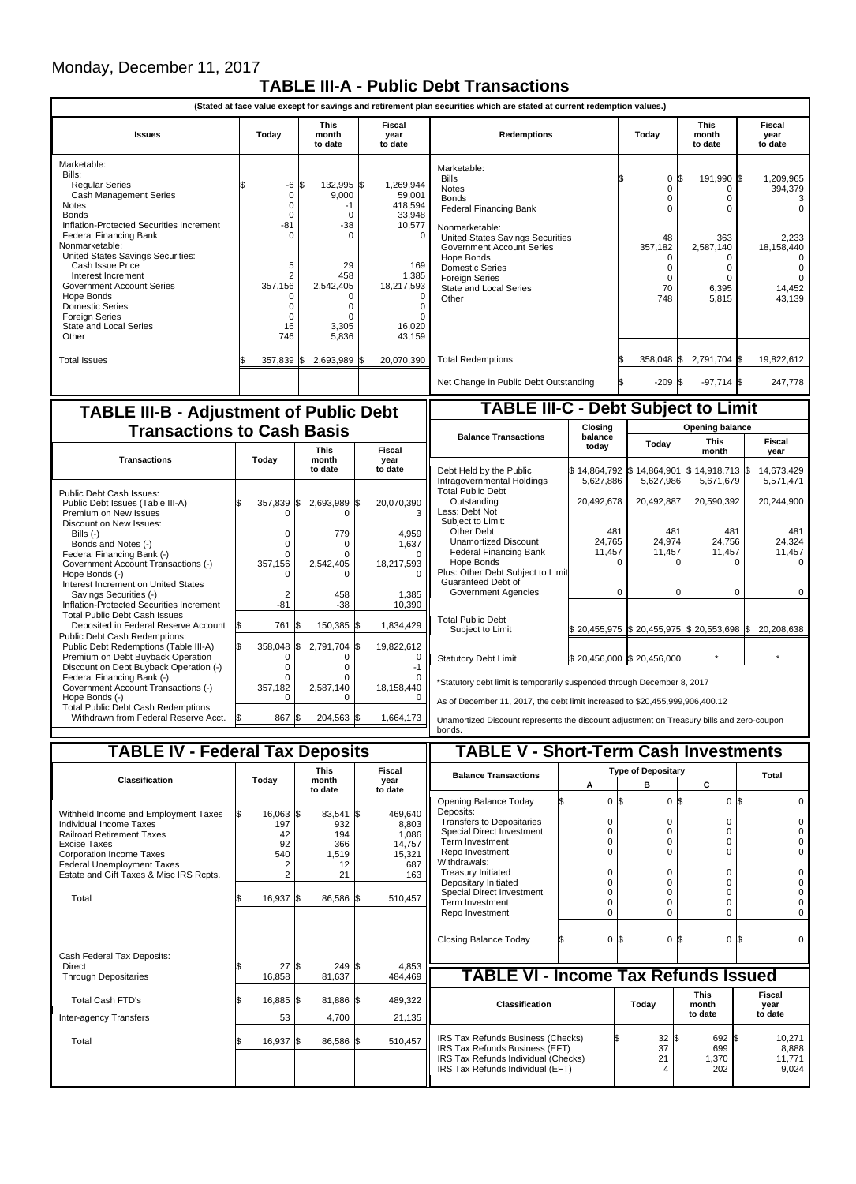Monday, December 11, 2017

# TABLE III-A - Public Debt Transactions

(Stated at face value except for savings and retirement plan securities which are stated at current redemption values.)

| Issues | Today | This month to date | Fiscal year to date |
|---|---|---|---|
| Marketable: | | | |
| Bills: | | | |
| Regular Series | $ -6 | $ 132,995 | $ 1,269,944 |
| Cash Management Series | 0 | 9,000 | 59,001 |
| Notes | 0 | -1 | 418,594 |
| Bonds | 0 | 0 | 33,948 |
| Inflation-Protected Securities Increment | -81 | -38 | 10,577 |
| Federal Financing Bank | 0 | 0 | 0 |
| Nonmarketable: | | | |
| United States Savings Securities: | | | |
| Cash Issue Price | 5 | 29 | 169 |
| Interest Increment | 2 | 458 | 1,385 |
| Government Account Series | 357,156 | 2,542,405 | 18,217,593 |
| Hope Bonds | 0 | 0 | 0 |
| Domestic Series | 0 | 0 | 0 |
| Foreign Series | 0 | 0 | 0 |
| State and Local Series | 16 | 3,305 | 16,020 |
| Other | 746 | 5,836 | 43,159 |
| Total Issues | $ 357,839 | $ 2,693,989 | $ 20,070,390 |

| Redemptions | Today | This month to date | Fiscal year to date |
|---|---|---|---|
| Marketable: | | | |
| Bills | $ 0 | $ 191,990 | $ 1,209,965 |
| Notes | 0 | 0 | 394,379 |
| Bonds | 0 | 0 | 3 |
| Federal Financing Bank | 0 | 0 | 0 |
| Nonmarketable: | | | |
| United States Savings Securities | 48 | 363 | 2,233 |
| Government Account Series | 357,182 | 2,587,140 | 18,158,440 |
| Hope Bonds | 0 | 0 | 0 |
| Domestic Series | 0 | 0 | 0 |
| Foreign Series | 0 | 0 | 0 |
| State and Local Series | 70 | 6,395 | 14,452 |
| Other | 748 | 5,815 | 43,139 |
| Total Redemptions | $ 358,048 | $ 2,791,704 | $ 19,822,612 |
| Net Change in Public Debt Outstanding | $ -209 | $ -97,714 | $ 247,778 |

# TABLE III-B - Adjustment of Public Debt Transactions to Cash Basis

| Transactions | Today | This month to date | Fiscal year to date |
|---|---|---|---|
| Public Debt Cash Issues: | | | |
| Public Debt Issues (Table III-A) | $ 357,839 | $ 2,693,989 | $ 20,070,390 |
| Premium on New Issues | 0 | 0 | 3 |
| Discount on New Issues: | | | |
| Bills (-) | 0 | 779 | 4,959 |
| Bonds and Notes (-) | 0 | 0 | 1,637 |
| Federal Financing Bank (-) | 0 | 0 | 0 |
| Government Account Transactions (-) | 357,156 | 2,542,405 | 18,217,593 |
| Hope Bonds (-) | 0 | 0 | 0 |
| Interest Increment on United States Savings Securities (-) | 2 | 458 | 1,385 |
| Inflation-Protected Securities Increment | -81 | -38 | 10,390 |
| Total Public Debt Cash Issues Deposited in Federal Reserve Account | $ 761 | $ 150,385 | $ 1,834,429 |
| Public Debt Cash Redemptions: | | | |
| Public Debt Redemptions (Table III-A) | $ 358,048 | $ 2,791,704 | $ 19,822,612 |
| Premium on Debt Buyback Operation | 0 | 0 | 0 |
| Discount on Debt Buyback Operation (-) | 0 | 0 | -1 |
| Federal Financing Bank (-) | 0 | 0 | 0 |
| Government Account Transactions (-) | 357,182 | 2,587,140 | 18,158,440 |
| Hope Bonds (-) | 0 | 0 | 0 |
| Total Public Debt Cash Redemptions Withdrawn from Federal Reserve Acct. | $ 867 | $ 204,563 | $ 1,664,173 |

# TABLE III-C - Debt Subject to Limit

| Balance Transactions | Closing balance today | Opening balance Today | Opening balance This month | Opening balance Fiscal year |
|---|---|---|---|---|
| Debt Held by the Public | $ 14,864,792 | $ 14,864,901 | $ 14,918,713 | $ 14,673,429 |
| Intragovernmental Holdings | 5,627,886 | 5,627,986 | 5,671,679 | 5,571,471 |
| Total Public Debt Outstanding | 20,492,678 | 20,492,887 | 20,590,392 | 20,244,900 |
| Less: Debt Not Subject to Limit: | | | | |
| Other Debt | 481 | 481 | 481 | 481 |
| Unamortized Discount | 24,765 | 24,974 | 24,756 | 24,324 |
| Federal Financing Bank | 11,457 | 11,457 | 11,457 | 11,457 |
| Hope Bonds | 0 | 0 | 0 | 0 |
| Plus: Other Debt Subject to Limit | | | | |
| Guaranteed Debt of Government Agencies | 0 | 0 | 0 | 0 |
| Total Public Debt Subject to Limit | $ 20,455,975 | $ 20,455,975 | $ 20,553,698 | $ 20,208,638 |
| Statutory Debt Limit | $ 20,456,000 | $ 20,456,000 | * | * |

*Statutory debt limit is temporarily suspended through December 8, 2017

As of December 11, 2017, the debt limit increased to $20,455,999,906,400.12

Unamortized Discount represents the discount adjustment on Treasury bills and zero-coupon bonds.

# TABLE IV - Federal Tax Deposits

| Classification | Today | This month to date | Fiscal year to date |
|---|---|---|---|
| Withheld Income and Employment Taxes | $ 16,063 | $ 83,541 | $ 469,640 |
| Individual Income Taxes | 197 | 932 | 8,803 |
| Railroad Retirement Taxes | 42 | 194 | 1,086 |
| Excise Taxes | 92 | 366 | 14,757 |
| Corporation Income Taxes | 540 | 1,519 | 15,321 |
| Federal Unemployment Taxes | 2 | 12 | 687 |
| Estate and Gift Taxes & Misc IRS Rcpts. | 2 | 21 | 163 |
| Total | $ 16,937 | $ 86,586 | $ 510,457 |
| Cash Federal Tax Deposits: | | | |
| Direct | $ 27 | $ 249 | $ 4,853 |
| Through Depositaries | 16,858 | 81,637 | 484,469 |
| Total Cash FTD's | $ 16,885 | $ 81,886 | $ 489,322 |
| Inter-agency Transfers | 53 | 4,700 | 21,135 |
| Total | $ 16,937 | $ 86,586 | $ 510,457 |

# TABLE V - Short-Term Cash Investments

| Balance Transactions | Type of Depositary A | Type of Depositary B | Type of Depositary C | Total |
|---|---|---|---|---|
| Opening Balance Today | $ 0 | $ 0 | $ 0 | $ 0 |
| Deposits: | | | | |
| Transfers to Depositaries | 0 | 0 | 0 | 0 |
| Special Direct Investment | 0 | 0 | 0 | 0 |
| Term Investment | 0 | 0 | 0 | 0 |
| Repo Investment | 0 | 0 | 0 | 0 |
| Withdrawals: | | | | |
| Treasury Initiated | 0 | 0 | 0 | 0 |
| Depositary Initiated | 0 | 0 | 0 | 0 |
| Special Direct Investment | 0 | 0 | 0 | 0 |
| Term Investment | 0 | 0 | 0 | 0 |
| Repo Investment | 0 | 0 | 0 | 0 |
| Closing Balance Today | $ 0 | $ 0 | $ 0 | $ 0 |

# TABLE VI - Income Tax Refunds Issued

| Classification | Today | This month to date | Fiscal year to date |
|---|---|---|---|
| IRS Tax Refunds Business (Checks) | $ 32 | $ 692 | $ 10,271 |
| IRS Tax Refunds Business (EFT) | 37 | 699 | 8,888 |
| IRS Tax Refunds Individual (Checks) | 21 | 1,370 | 11,771 |
| IRS Tax Refunds Individual (EFT) | 4 | 202 | 9,024 |